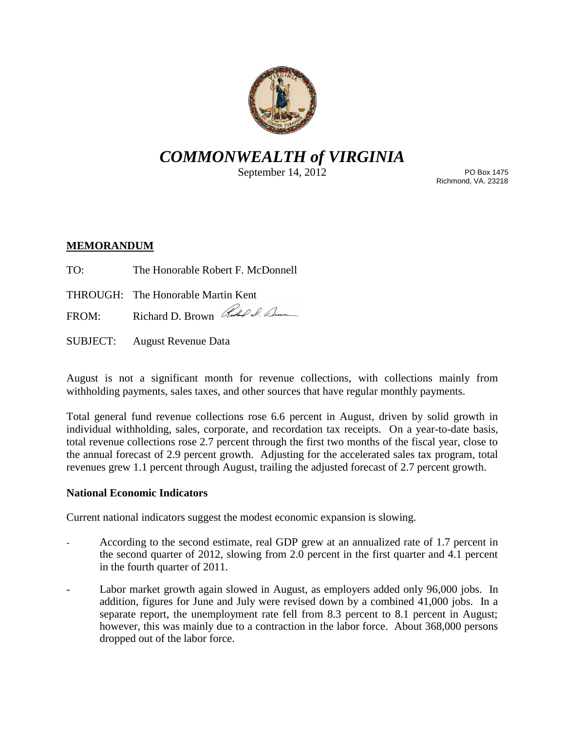# *COMMONWEALTH of VIRGINIA*

September 14, 2012

PO Box 1475
Richmond, VA. 23218

**MEMORANDUM**

TO: The Honorable Robert F. McDonnell

THROUGH: The Honorable Martin Kent

FROM: Richard D. Brown

SUBJECT: August Revenue Data

August is not a significant month for revenue collections, with collections mainly from withholding payments, sales taxes, and other sources that have regular monthly payments.

Total general fund revenue collections rose 6.6 percent in August, driven by solid growth in individual withholding, sales, corporate, and recordation tax receipts. On a year-to-date basis, total revenue collections rose 2.7 percent through the first two months of the fiscal year, close to the annual forecast of 2.9 percent growth. Adjusting for the accelerated sales tax program, total revenues grew 1.1 percent through August, trailing the adjusted forecast of 2.7 percent growth.

### National Economic Indicators

Current national indicators suggest the modest economic expansion is slowing.

- According to the second estimate, real GDP grew at an annualized rate of 1.7 percent in the second quarter of 2012, slowing from 2.0 percent in the first quarter and 4.1 percent in the fourth quarter of 2011.
- Labor market growth again slowed in August, as employers added only 96,000 jobs. In addition, figures for June and July were revised down by a combined 41,000 jobs. In a separate report, the unemployment rate fell from 8.3 percent to 8.1 percent in August; however, this was mainly due to a contraction in the labor force. About 368,000 persons dropped out of the labor force.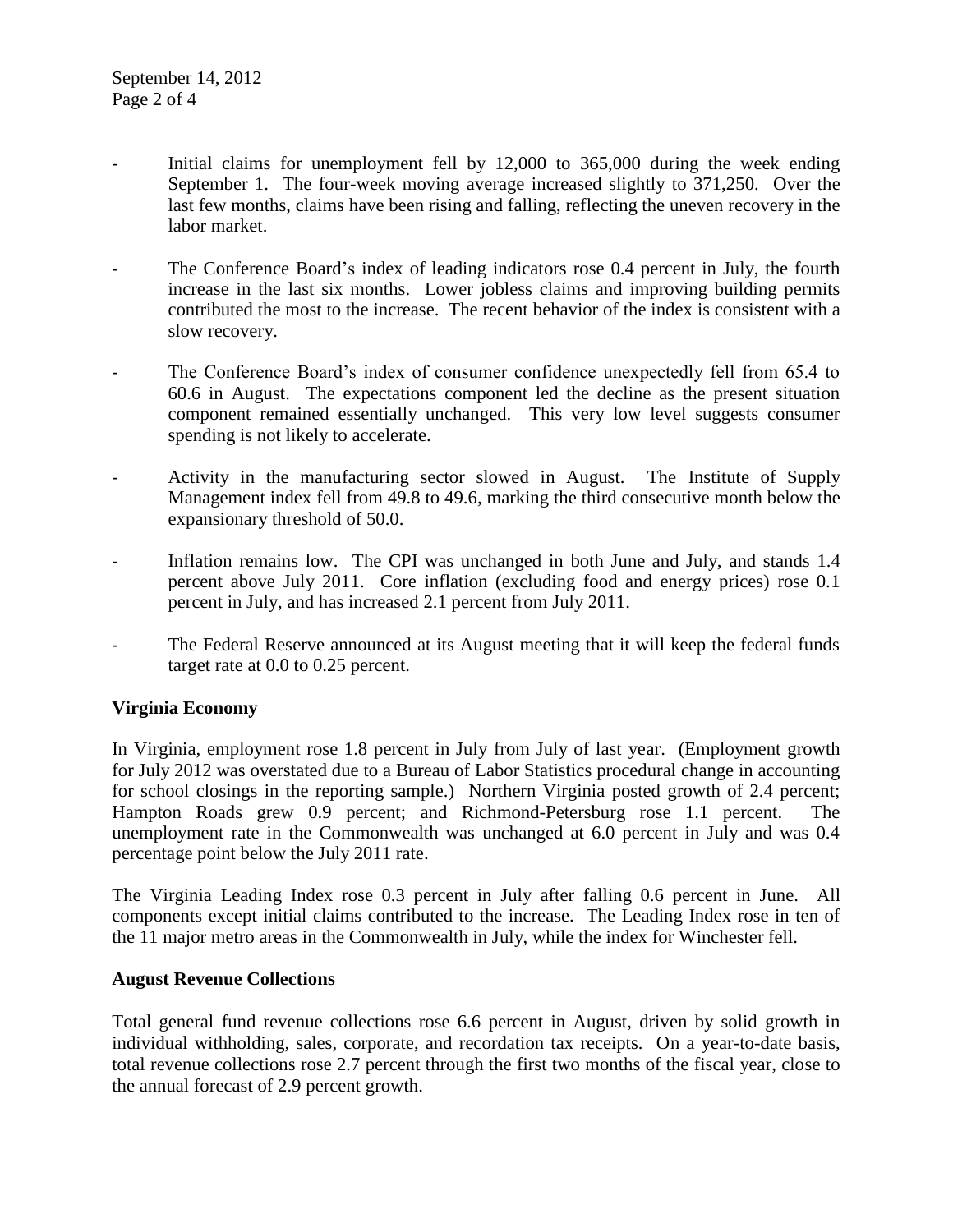- Initial claims for unemployment fell by 12,000 to 365,000 during the week ending September 1. The four-week moving average increased slightly to 371,250. Over the last few months, claims have been rising and falling, reflecting the uneven recovery in the labor market.

- The Conference Board's index of leading indicators rose 0.4 percent in July, the fourth increase in the last six months. Lower jobless claims and improving building permits contributed the most to the increase. The recent behavior of the index is consistent with a slow recovery.

- The Conference Board's index of consumer confidence unexpectedly fell from 65.4 to 60.6 in August. The expectations component led the decline as the present situation component remained essentially unchanged. This very low level suggests consumer spending is not likely to accelerate.

- Activity in the manufacturing sector slowed in August. The Institute of Supply Management index fell from 49.8 to 49.6, marking the third consecutive month below the expansionary threshold of 50.0.

- Inflation remains low. The CPI was unchanged in both June and July, and stands 1.4 percent above July 2011. Core inflation (excluding food and energy prices) rose 0.1 percent in July, and has increased 2.1 percent from July 2011.

- The Federal Reserve announced at its August meeting that it will keep the federal funds target rate at 0.0 to 0.25 percent.

**Virginia Economy**

In Virginia, employment rose 1.8 percent in July from July of last year. (Employment growth for July 2012 was overstated due to a Bureau of Labor Statistics procedural change in accounting for school closings in the reporting sample.) Northern Virginia posted growth of 2.4 percent; Hampton Roads grew 0.9 percent; and Richmond-Petersburg rose 1.1 percent. The unemployment rate in the Commonwealth was unchanged at 6.0 percent in July and was 0.4 percentage point below the July 2011 rate.

The Virginia Leading Index rose 0.3 percent in July after falling 0.6 percent in June. All components except initial claims contributed to the increase. The Leading Index rose in ten of the 11 major metro areas in the Commonwealth in July, while the index for Winchester fell.

**August Revenue Collections**

Total general fund revenue collections rose 6.6 percent in August, driven by solid growth in individual withholding, sales, corporate, and recordation tax receipts. On a year-to-date basis, total revenue collections rose 2.7 percent through the first two months of the fiscal year, close to the annual forecast of 2.9 percent growth.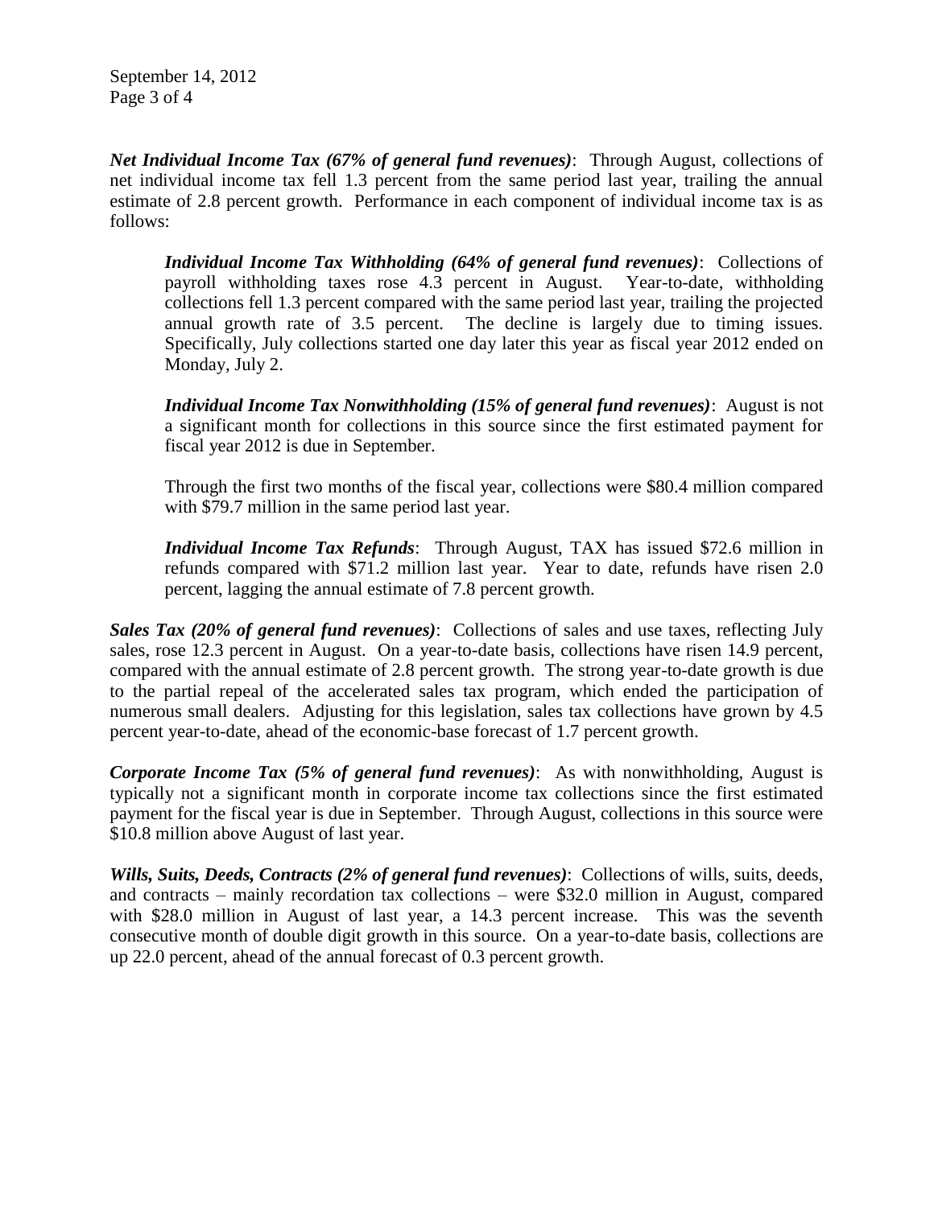***Net Individual Income Tax (67% of general fund revenues)***: Through August, collections of net individual income tax fell 1.3 percent from the same period last year, trailing the annual estimate of 2.8 percent growth. Performance in each component of individual income tax is as follows:

> ***Individual Income Tax Withholding (64% of general fund revenues)***: Collections of payroll withholding taxes rose 4.3 percent in August. Year-to-date, withholding collections fell 1.3 percent compared with the same period last year, trailing the projected annual growth rate of 3.5 percent. The decline is largely due to timing issues. Specifically, July collections started one day later this year as fiscal year 2012 ended on Monday, July 2.
>
> ***Individual Income Tax Nonwithholding (15% of general fund revenues)***: August is not a significant month for collections in this source since the first estimated payment for fiscal year 2012 is due in September.
>
> Through the first two months of the fiscal year, collections were \$80.4 million compared with \$79.7 million in the same period last year.
>
> ***Individual Income Tax Refunds***: Through August, TAX has issued \$72.6 million in refunds compared with \$71.2 million last year. Year to date, refunds have risen 2.0 percent, lagging the annual estimate of 7.8 percent growth.

***Sales Tax (20% of general fund revenues)***: Collections of sales and use taxes, reflecting July sales, rose 12.3 percent in August. On a year-to-date basis, collections have risen 14.9 percent, compared with the annual estimate of 2.8 percent growth. The strong year-to-date growth is due to the partial repeal of the accelerated sales tax program, which ended the participation of numerous small dealers. Adjusting for this legislation, sales tax collections have grown by 4.5 percent year-to-date, ahead of the economic-base forecast of 1.7 percent growth.

***Corporate Income Tax (5% of general fund revenues)***: As with nonwithholding, August is typically not a significant month in corporate income tax collections since the first estimated payment for the fiscal year is due in September. Through August, collections in this source were \$10.8 million above August of last year.

***Wills, Suits, Deeds, Contracts (2% of general fund revenues)***: Collections of wills, suits, deeds, and contracts – mainly recordation tax collections – were \$32.0 million in August, compared with \$28.0 million in August of last year, a 14.3 percent increase. This was the seventh consecutive month of double digit growth in this source. On a year-to-date basis, collections are up 22.0 percent, ahead of the annual forecast of 0.3 percent growth.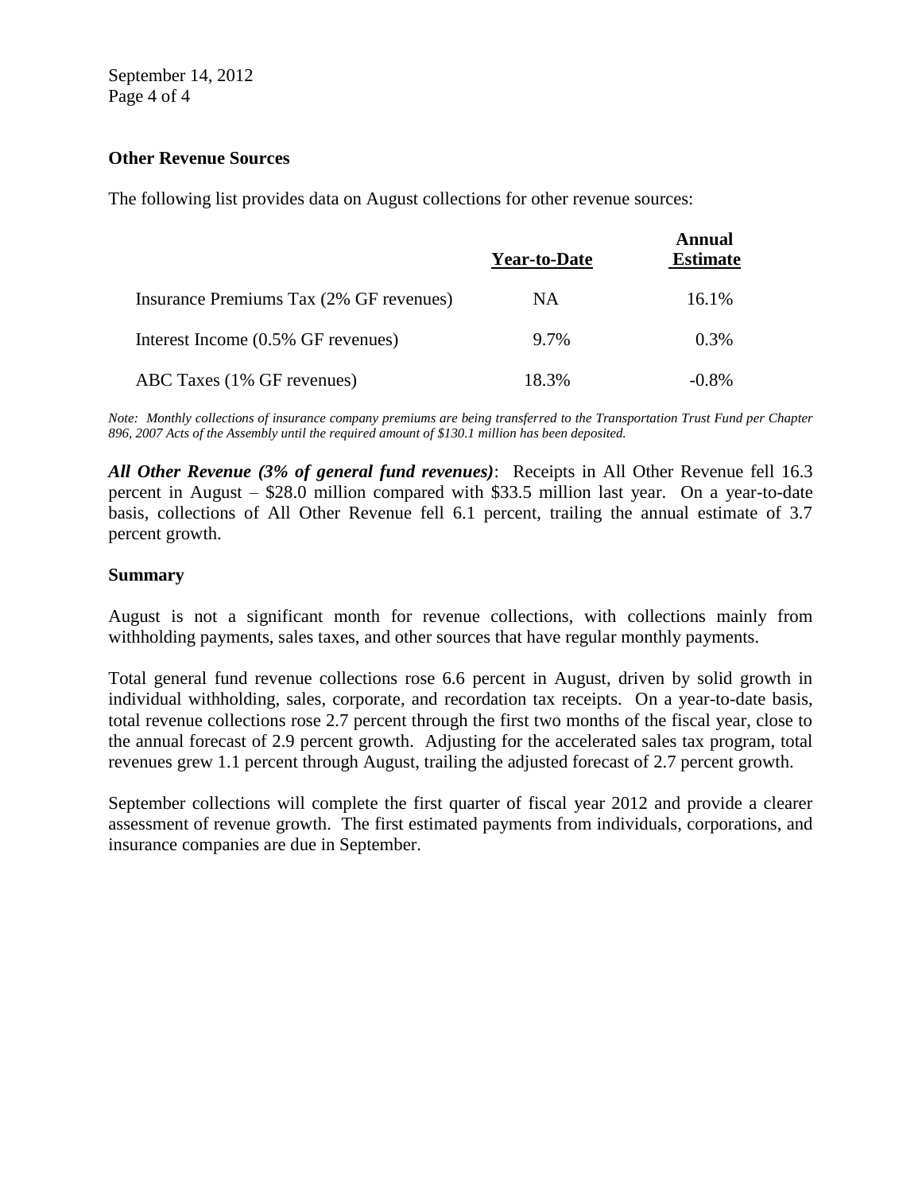## Other Revenue Sources

The following list provides data on August collections for other revenue sources:

| | Year-to-Date | Annual Estimate |
|---|---|---|
| Insurance Premiums Tax (2% GF revenues) | NA | 16.1% |
| Interest Income (0.5% GF revenues) | 9.7% | 0.3% |
| ABC Taxes (1% GF revenues) | 18.3% | -0.8% |

*Note: Monthly collections of insurance company premiums are being transferred to the Transportation Trust Fund per Chapter 896, 2007 Acts of the Assembly until the required amount of $130.1 million has been deposited.*

***All Other Revenue (3% of general fund revenues)***: Receipts in All Other Revenue fell 16.3 percent in August – $28.0 million compared with $33.5 million last year. On a year-to-date basis, collections of All Other Revenue fell 6.1 percent, trailing the annual estimate of 3.7 percent growth.

## Summary

August is not a significant month for revenue collections, with collections mainly from withholding payments, sales taxes, and other sources that have regular monthly payments.

Total general fund revenue collections rose 6.6 percent in August, driven by solid growth in individual withholding, sales, corporate, and recordation tax receipts. On a year-to-date basis, total revenue collections rose 2.7 percent through the first two months of the fiscal year, close to the annual forecast of 2.9 percent growth. Adjusting for the accelerated sales tax program, total revenues grew 1.1 percent through August, trailing the adjusted forecast of 2.7 percent growth.

September collections will complete the first quarter of fiscal year 2012 and provide a clearer assessment of revenue growth. The first estimated payments from individuals, corporations, and insurance companies are due in September.